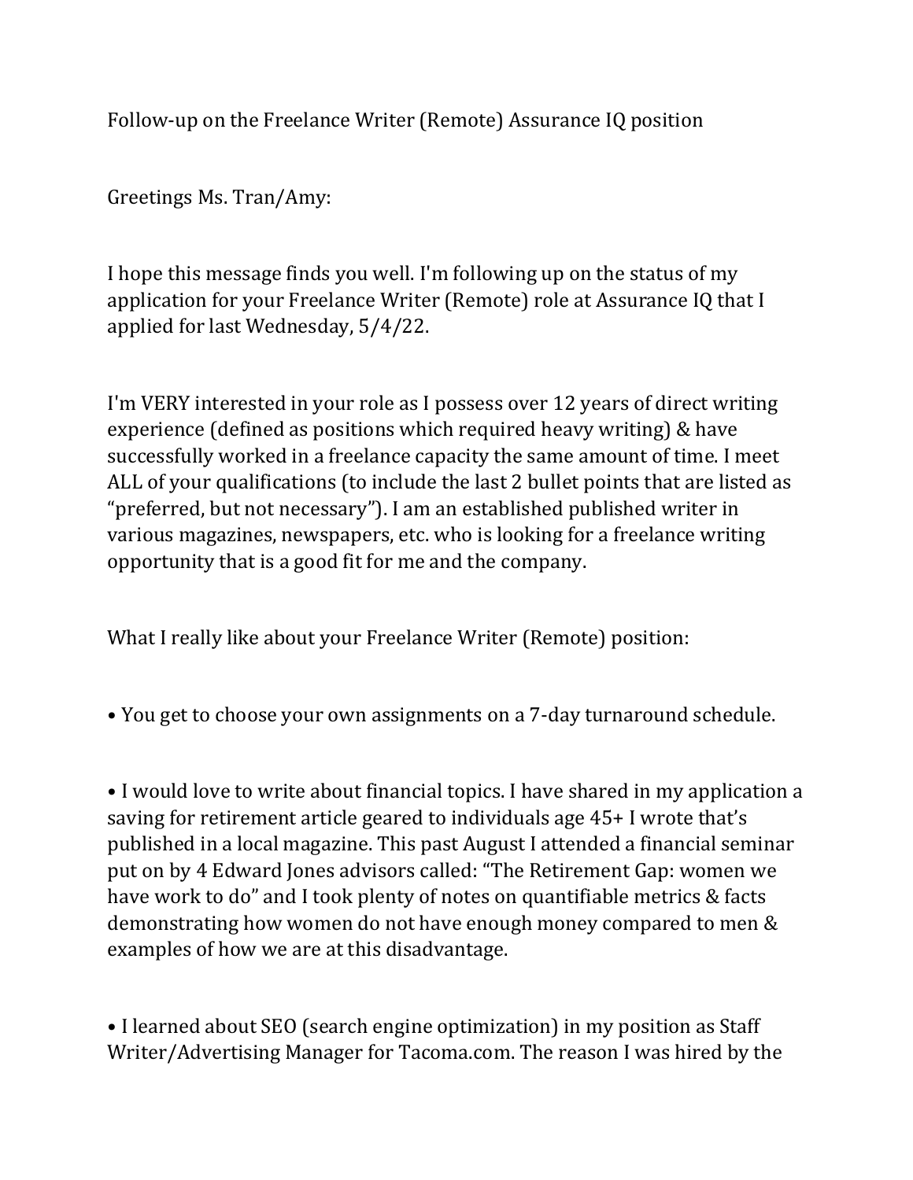Follow-up on the Freelance Writer (Remote) Assurance IQ position

Greetings Ms. Tran/Amy:

I hope this message finds you well. I'm following up on the status of my application for your Freelance Writer (Remote) role at Assurance IQ that I applied for last Wednesday, 5/4/22.

I'm VERY interested in your role as I possess over 12 years of direct writing experience (defined as positions which required heavy writing) & have successfully worked in a freelance capacity the same amount of time. I meet ALL of your qualifications (to include the last 2 bullet points that are listed as "preferred, but not necessary"). I am an established published writer in various magazines, newspapers, etc. who is looking for a freelance writing opportunity that is a good fit for me and the company.

What I really like about your Freelance Writer (Remote) position:

- You get to choose your own assignments on a 7-day turnaround schedule.

- I would love to write about financial topics. I have shared in my application a saving for retirement article geared to individuals age 45+ I wrote that's published in a local magazine. This past August I attended a financial seminar put on by 4 Edward Jones advisors called: "The Retirement Gap: women we have work to do" and I took plenty of notes on quantifiable metrics & facts demonstrating how women do not have enough money compared to men & examples of how we are at this disadvantage.

- I learned about SEO (search engine optimization) in my position as Staff Writer/Advertising Manager for Tacoma.com. The reason I was hired by the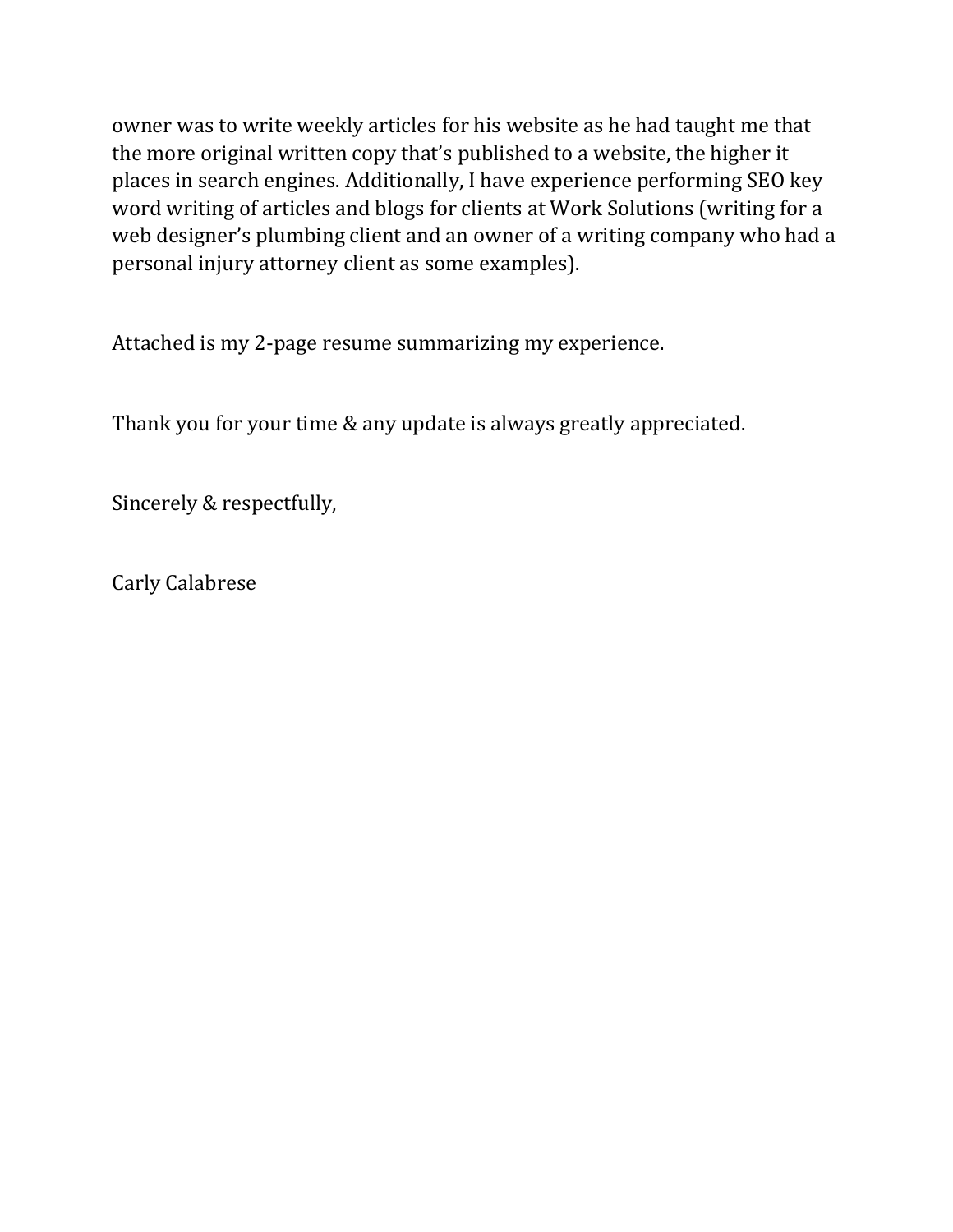owner was to write weekly articles for his website as he had taught me that the more original written copy that's published to a website, the higher it places in search engines. Additionally, I have experience performing SEO key word writing of articles and blogs for clients at Work Solutions (writing for a web designer's plumbing client and an owner of a writing company who had a personal injury attorney client as some examples).

Attached is my 2-page resume summarizing my experience.

Thank you for your time & any update is always greatly appreciated.

Sincerely & respectfully,

Carly Calabrese